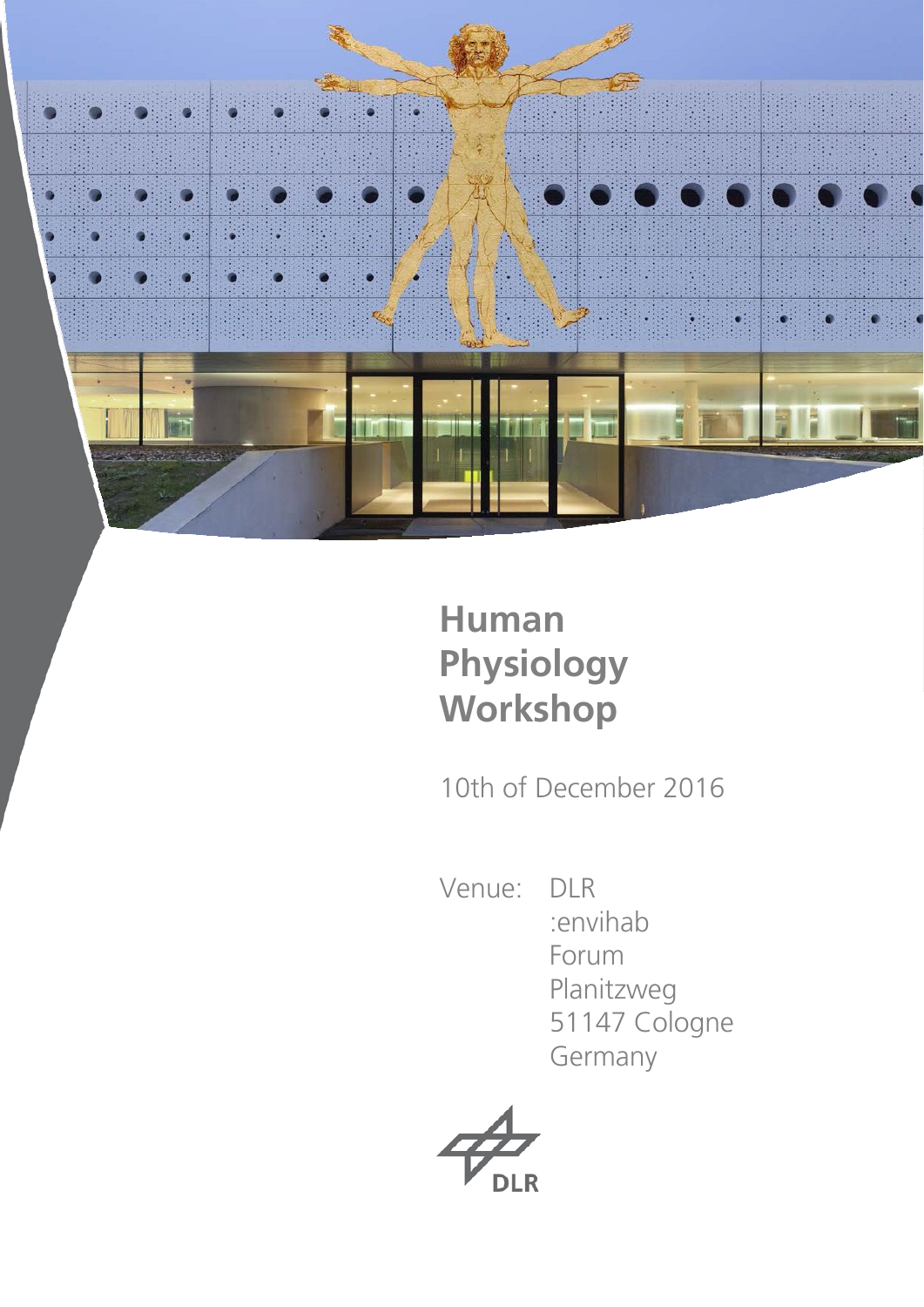# Human Physiology Workshop

10th of December 2016

Venue: DLR
:envihab
Forum
Planitzweg
51147 Cologne
Germany

DLR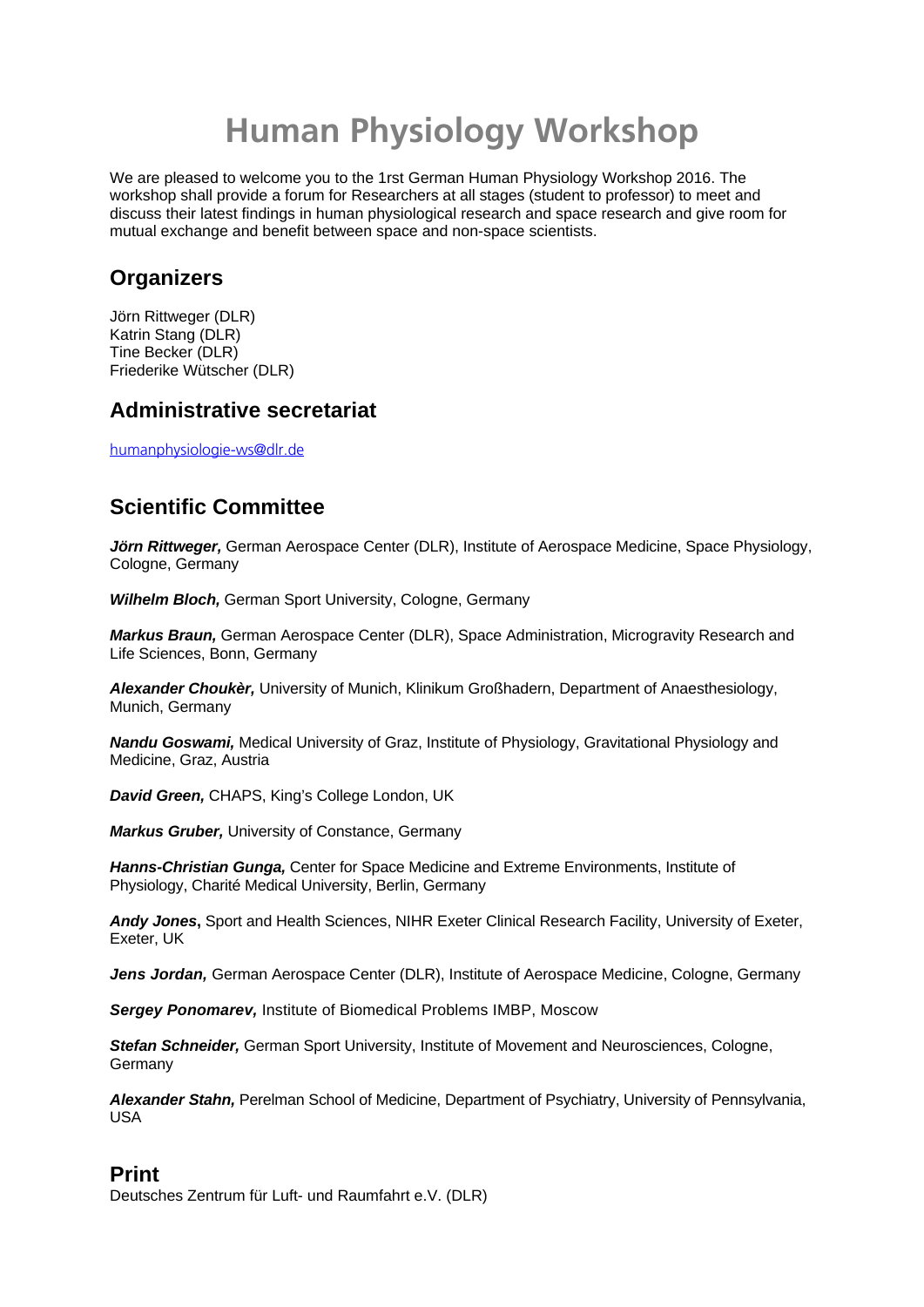# Human Physiology Workshop

We are pleased to welcome you to the 1rst German Human Physiology Workshop 2016. The workshop shall provide a forum for Researchers at all stages (student to professor) to meet and discuss their latest findings in human physiological research and space research and give room for mutual exchange and benefit between space and non-space scientists.

## Organizers

Jörn Rittweger (DLR)
Katrin Stang (DLR)
Tine Becker (DLR)
Friederike Wütscher (DLR)

## Administrative secretariat

humanphysiologie-ws@dlr.de

## Scientific Committee

***Jörn Rittweger,*** German Aerospace Center (DLR), Institute of Aerospace Medicine, Space Physiology, Cologne, Germany

***Wilhelm Bloch,*** German Sport University, Cologne, Germany

***Markus Braun,*** German Aerospace Center (DLR), Space Administration, Microgravity Research and Life Sciences, Bonn, Germany

***Alexander Choukèr,*** University of Munich, Klinikum Großhadern, Department of Anaesthesiology, Munich, Germany

***Nandu Goswami,*** Medical University of Graz, Institute of Physiology, Gravitational Physiology and Medicine, Graz, Austria

***David Green,*** CHAPS, King's College London, UK

***Markus Gruber,*** University of Constance, Germany

***Hanns-Christian Gunga,*** Center for Space Medicine and Extreme Environments, Institute of Physiology, Charité Medical University, Berlin, Germany

***Andy Jones*****,** Sport and Health Sciences, NIHR Exeter Clinical Research Facility, University of Exeter, Exeter, UK

***Jens Jordan,*** German Aerospace Center (DLR), Institute of Aerospace Medicine, Cologne, Germany

***Sergey Ponomarev,*** Institute of Biomedical Problems IMBP, Moscow

***Stefan Schneider,*** German Sport University, Institute of Movement and Neurosciences, Cologne, Germany

***Alexander Stahn,*** Perelman School of Medicine, Department of Psychiatry, University of Pennsylvania, USA

## Print

Deutsches Zentrum für Luft- und Raumfahrt e.V. (DLR)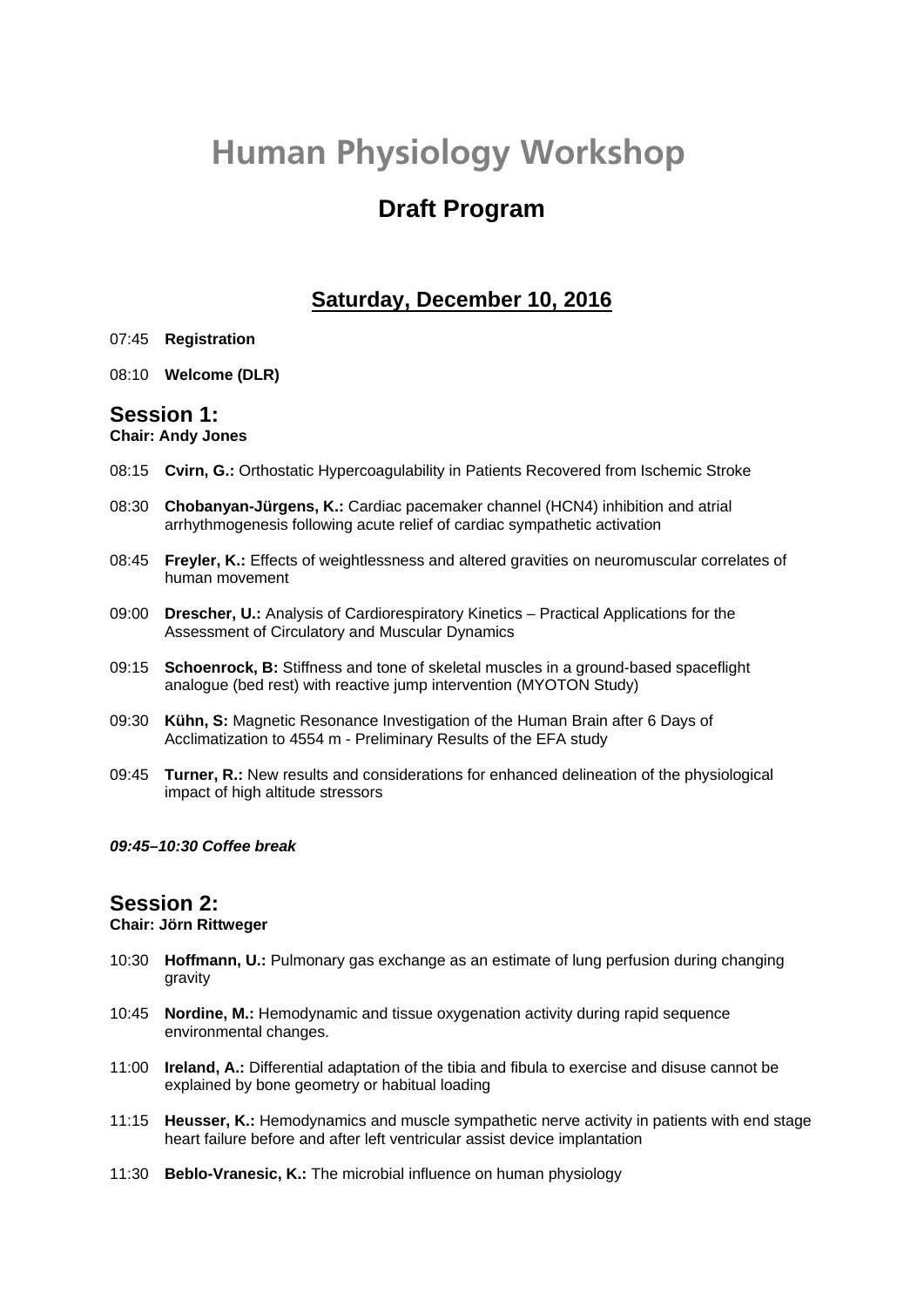# Human Physiology Workshop

## Draft Program

### Saturday, December 10, 2016

07:45 **Registration**

08:10 **Welcome (DLR)**

## Session 1:

**Chair: Andy Jones**

08:15 **Cvirn, G.:** Orthostatic Hypercoagulability in Patients Recovered from Ischemic Stroke

08:30 **Chobanyan-Jürgens, K.:** Cardiac pacemaker channel (HCN4) inhibition and atrial arrhythmogenesis following acute relief of cardiac sympathetic activation

08:45 **Freyler, K.:** Effects of weightlessness and altered gravities on neuromuscular correlates of human movement

09:00 **Drescher, U.:** Analysis of Cardiorespiratory Kinetics – Practical Applications for the Assessment of Circulatory and Muscular Dynamics

09:15 **Schoenrock, B:** Stiffness and tone of skeletal muscles in a ground-based spaceflight analogue (bed rest) with reactive jump intervention (MYOTON Study)

09:30 **Kühn, S:** Magnetic Resonance Investigation of the Human Brain after 6 Days of Acclimatization to 4554 m - Preliminary Results of the EFA study

09:45 **Turner, R.:** New results and considerations for enhanced delineation of the physiological impact of high altitude stressors

***09:45–10:30 Coffee break***

## Session 2:

**Chair: Jörn Rittweger**

10:30 **Hoffmann, U.:** Pulmonary gas exchange as an estimate of lung perfusion during changing gravity

10:45 **Nordine, M.:** Hemodynamic and tissue oxygenation activity during rapid sequence environmental changes.

11:00 **Ireland, A.:** Differential adaptation of the tibia and fibula to exercise and disuse cannot be explained by bone geometry or habitual loading

11:15 **Heusser, K.:** Hemodynamics and muscle sympathetic nerve activity in patients with end stage heart failure before and after left ventricular assist device implantation

11:30 **Beblo-Vranesic, K.:** The microbial influence on human physiology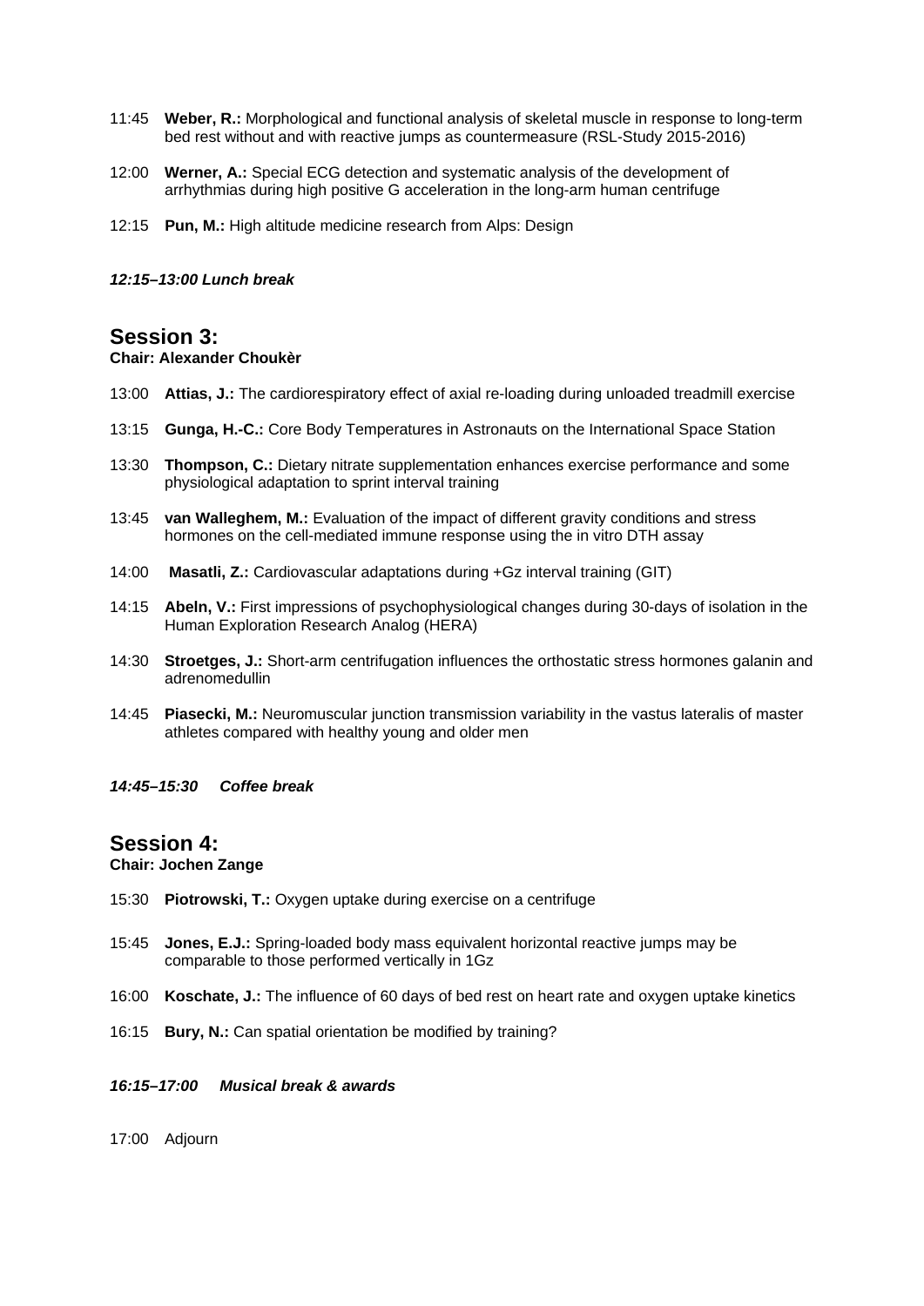11:45 **Weber, R.:** Morphological and functional analysis of skeletal muscle in response to long-term bed rest without and with reactive jumps as countermeasure (RSL-Study 2015-2016)

12:00 **Werner, A.:** Special ECG detection and systematic analysis of the development of arrhythmias during high positive G acceleration in the long-arm human centrifuge

12:15 **Pun, M.:** High altitude medicine research from Alps: Design

***12:15–13:00 Lunch break***

## Session 3:

**Chair: Alexander Choukèr**

13:00 **Attias, J.:** The cardiorespiratory effect of axial re-loading during unloaded treadmill exercise

13:15 **Gunga, H.-C.:** Core Body Temperatures in Astronauts on the International Space Station

13:30 **Thompson, C.:** Dietary nitrate supplementation enhances exercise performance and some physiological adaptation to sprint interval training

13:45 **van Walleghem, M.:** Evaluation of the impact of different gravity conditions and stress hormones on the cell-mediated immune response using the in vitro DTH assay

14:00 **Masatli, Z.:** Cardiovascular adaptations during +Gz interval training (GIT)

14:15 **Abeln, V.:** First impressions of psychophysiological changes during 30-days of isolation in the Human Exploration Research Analog (HERA)

14:30 **Stroetges, J.:** Short-arm centrifugation influences the orthostatic stress hormones galanin and adrenomedullin

14:45 **Piasecki, M.:** Neuromuscular junction transmission variability in the vastus lateralis of master athletes compared with healthy young and older men

***14:45–15:30 Coffee break***

## Session 4:

**Chair: Jochen Zange**

15:30 **Piotrowski, T.:** Oxygen uptake during exercise on a centrifuge

15:45 **Jones, E.J.:** Spring-loaded body mass equivalent horizontal reactive jumps may be comparable to those performed vertically in 1Gz

16:00 **Koschate, J.:** The influence of 60 days of bed rest on heart rate and oxygen uptake kinetics

16:15 **Bury, N.:** Can spatial orientation be modified by training?

***16:15–17:00 Musical break & awards***

17:00 Adjourn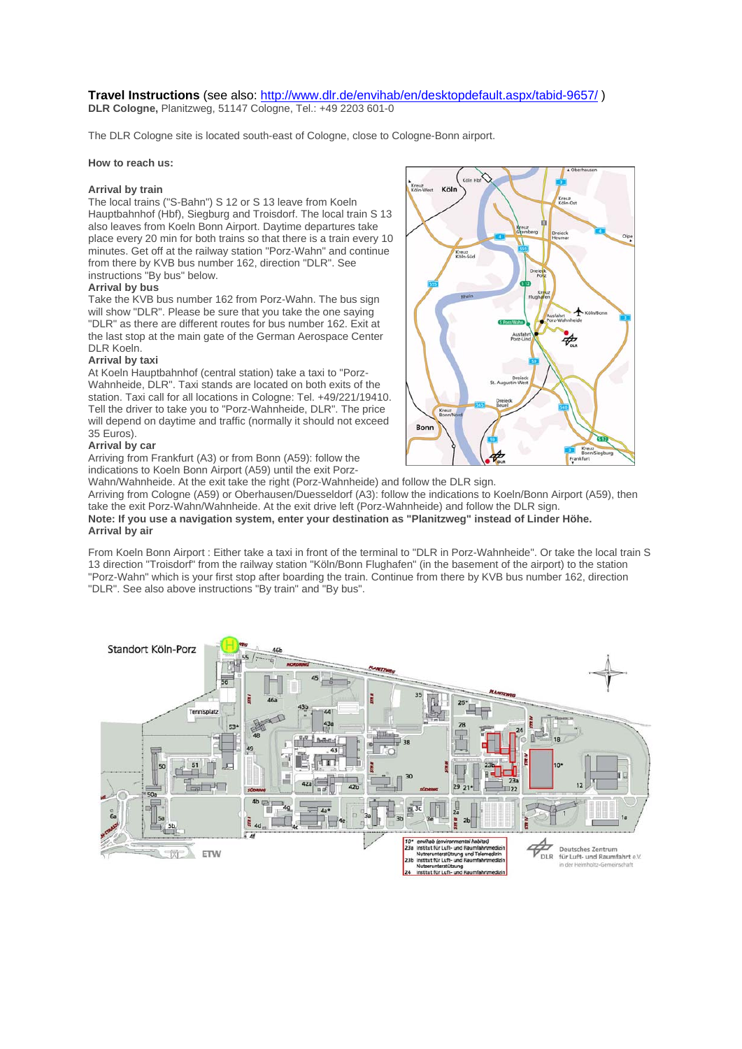**Travel Instructions** (see also: http://www.dlr.de/envihab/en/desktopdefault.aspx/tabid-9657/ )
**DLR Cologne,** Planitzweg, 51147 Cologne, Tel.: +49 2203 601-0

The DLR Cologne site is located south-east of Cologne, close to Cologne-Bonn airport.

**How to reach us:**

**Arrival by train**
The local trains ("S-Bahn") S 12 or S 13 leave from Koeln Hauptbahnhof (Hbf), Siegburg and Troisdorf. The local train S 13 also leaves from Koeln Bonn Airport. Daytime departures take place every 20 min for both trains so that there is a train every 10 minutes. Get off at the railway station "Porz-Wahn" and continue from there by KVB bus number 162, direction "DLR". See instructions "By bus" below.

**Arrival by bus**
Take the KVB bus number 162 from Porz-Wahn. The bus sign will show "DLR". Please be sure that you take the one saying "DLR" as there are different routes for bus number 162. Exit at the last stop at the main gate of the German Aerospace Center DLR Koeln.

**Arrival by taxi**
At Koeln Hauptbahnhof (central station) take a taxi to "Porz-Wahnheide, DLR". Taxi stands are located on both exits of the station. Taxi call for all locations in Cologne: Tel. +49/221/19410. Tell the driver to take you to "Porz-Wahnheide, DLR". The price will depend on daytime and traffic (normally it should not exceed 35 Euros).

**Arrival by car**
Arriving from Frankfurt (A3) or from Bonn (A59): follow the indications to Koeln Bonn Airport (A59) until the exit Porz-Wahn/Wahnheide. At the exit take the right (Porz-Wahnheide) and follow the DLR sign.
Arriving from Cologne (A59) or Oberhausen/Duesseldorf (A3): follow the indications to Koeln/Bonn Airport (A59), then take the exit Porz-Wahn/Wahnheide. At the exit drive left (Porz-Wahnheide) and follow the DLR sign.
**Note: If you use a navigation system, enter your destination as "Planitzweg" instead of Linder Höhe.**

**Arrival by air**

From Koeln Bonn Airport : Either take a taxi in front of the terminal to "DLR in Porz-Wahnheide". Or take the local train S 13 direction "Troisdorf" from the railway station "Köln/Bonn Flughafen" (in the basement of the airport) to the station "Porz-Wahn" which is your first stop after boarding the train. Continue from there by KVB bus number 162, direction "DLR". See also above instructions "By train" and "By bus".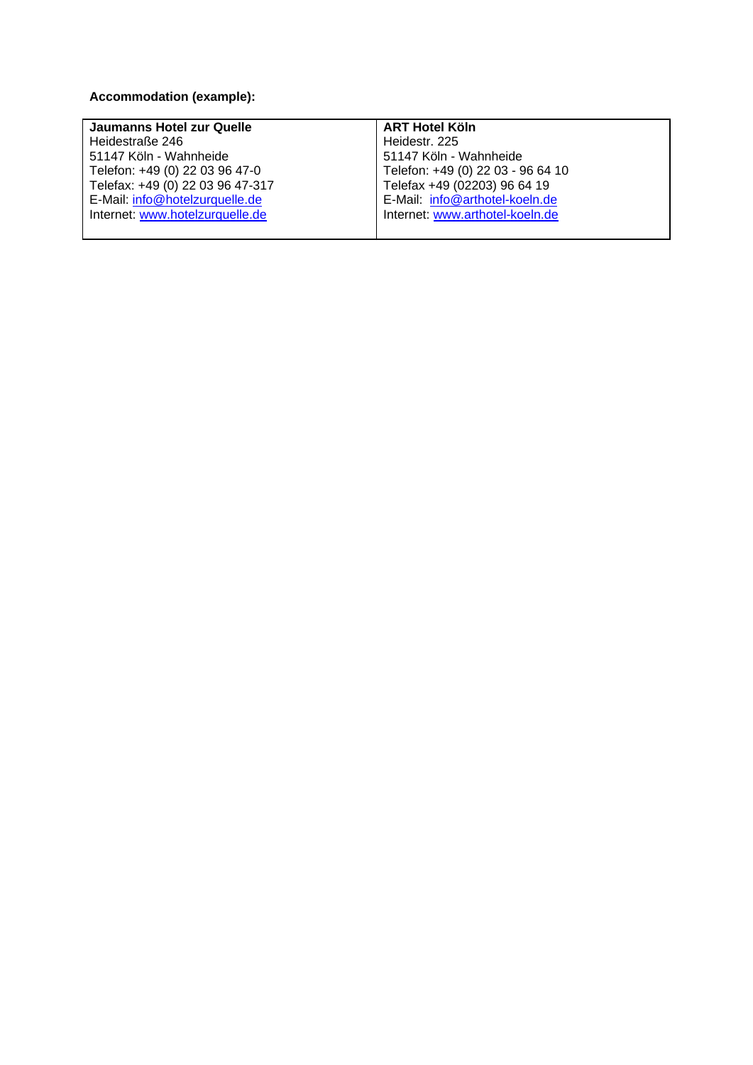**Accommodation (example):**

| | |
|---|---|
| **Jaumanns Hotel zur Quelle**<br>Heidestraße 246<br>51147 Köln - Wahnheide<br>Telefon: +49 (0) 22 03 96 47-0<br>Telefax: +49 (0) 22 03 96 47-317<br>E-Mail: info@hotelzurquelle.de<br>Internet: www.hotelzurquelle.de | **ART Hotel Köln**<br>Heidestr. 225<br>51147 Köln - Wahnheide<br>Telefon: +49 (0) 22 03 - 96 64 10<br>Telefax +49 (02203) 96 64 19<br>E-Mail: info@arthotel-koeln.de<br>Internet: www.arthotel-koeln.de |